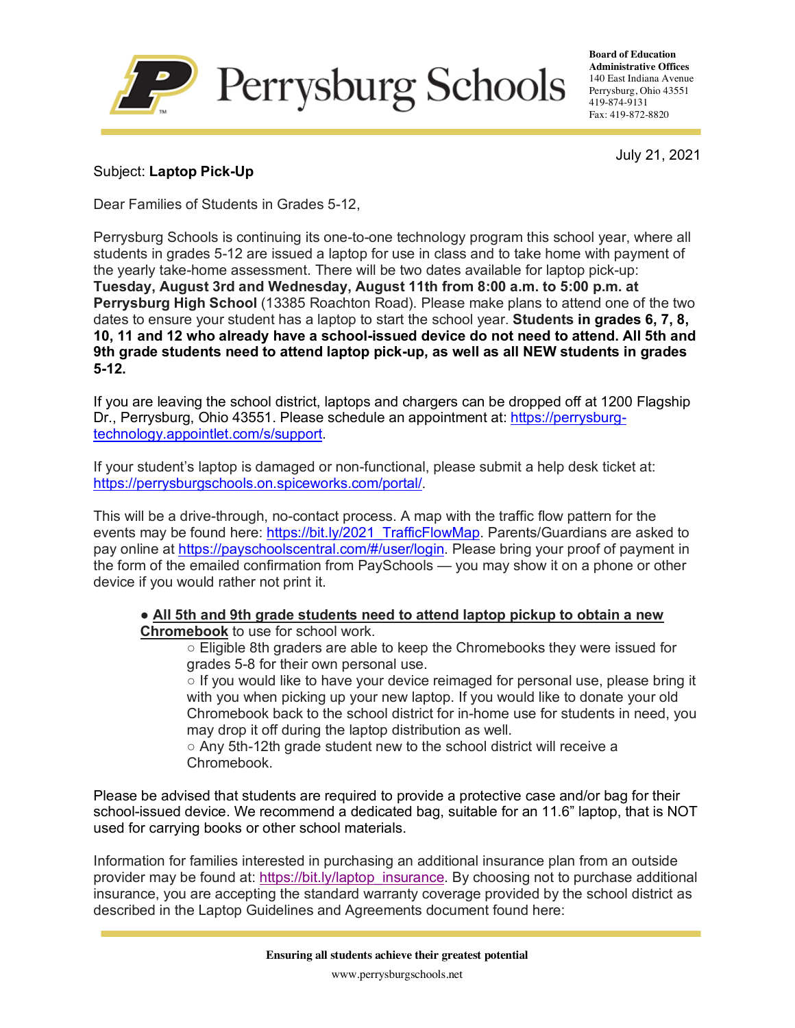# Perrysburg Schools

**Board of Education**
**Administrative Offices**
140 East Indiana Avenue
Perrysburg, Ohio 43551
419-874-9131
Fax: 419-872-8820

July 21, 2021

Subject: **Laptop Pick-Up**

Dear Families of Students in Grades 5-12,

Perrysburg Schools is continuing its one-to-one technology program this school year, where all students in grades 5-12 are issued a laptop for use in class and to take home with payment of the yearly take-home assessment. There will be two dates available for laptop pick-up: **Tuesday, August 3rd and Wednesday, August 11th from 8:00 a.m. to 5:00 p.m. at Perrysburg High School** (13385 Roachton Road). Please make plans to attend one of the two dates to ensure your student has a laptop to start the school year. **Students in grades 6, 7, 8, 10, 11 and 12 who already have a school-issued device do not need to attend. All 5th and 9th grade students need to attend laptop pick-up, as well as all NEW students in grades 5-12.**

If you are leaving the school district, laptops and chargers can be dropped off at 1200 Flagship Dr., Perrysburg, Ohio 43551. Please schedule an appointment at: https://perrysburg-technology.appointlet.com/s/support.

If your student's laptop is damaged or non-functional, please submit a help desk ticket at: https://perrysburgschools.on.spiceworks.com/portal/.

This will be a drive-through, no-contact process. A map with the traffic flow pattern for the events may be found here: https://bit.ly/2021_TrafficFlowMap. Parents/Guardians are asked to pay online at https://payschoolscentral.com/#/user/login. Please bring your proof of payment in the form of the emailed confirmation from PaySchools — you may show it on a phone or other device if you would rather not print it.

- **All 5th and 9th grade students need to attend laptop pickup to obtain a new Chromebook** to use for school work.
  - Eligible 8th graders are able to keep the Chromebooks they were issued for grades 5-8 for their own personal use.
  - If you would like to have your device reimaged for personal use, please bring it with you when picking up your new laptop. If you would like to donate your old Chromebook back to the school district for in-home use for students in need, you may drop it off during the laptop distribution as well.
  - Any 5th-12th grade student new to the school district will receive a Chromebook.

Please be advised that students are required to provide a protective case and/or bag for their school-issued device. We recommend a dedicated bag, suitable for an 11.6" laptop, that is NOT used for carrying books or other school materials.

Information for families interested in purchasing an additional insurance plan from an outside provider may be found at: https://bit.ly/laptop_insurance. By choosing not to purchase additional insurance, you are accepting the standard warranty coverage provided by the school district as described in the Laptop Guidelines and Agreements document found here: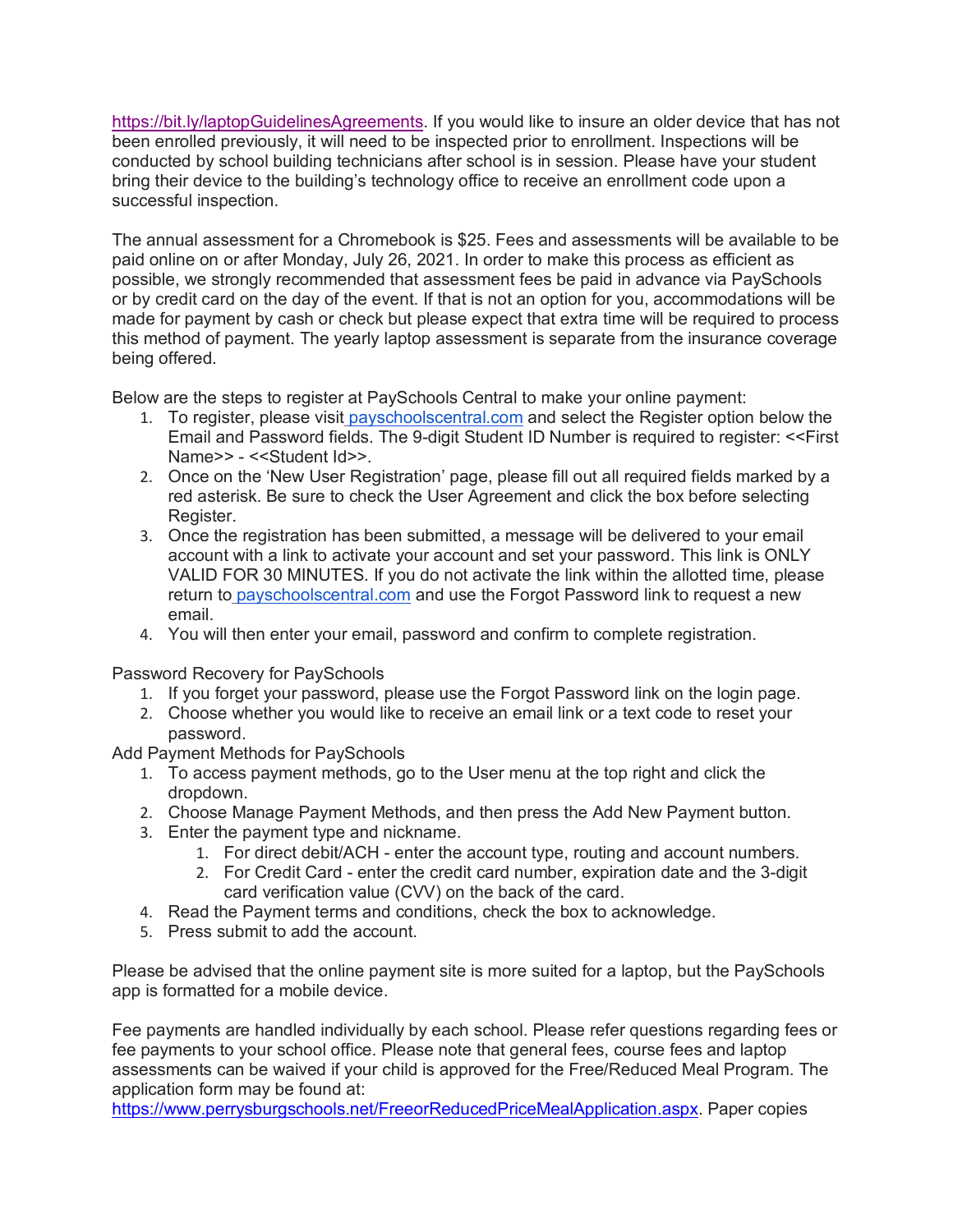https://bit.ly/laptopGuidelinesAgreements. If you would like to insure an older device that has not been enrolled previously, it will need to be inspected prior to enrollment. Inspections will be conducted by school building technicians after school is in session. Please have your student bring their device to the building's technology office to receive an enrollment code upon a successful inspection.

The annual assessment for a Chromebook is $25. Fees and assessments will be available to be paid online on or after Monday, July 26, 2021. In order to make this process as efficient as possible, we strongly recommended that assessment fees be paid in advance via PaySchools or by credit card on the day of the event. If that is not an option for you, accommodations will be made for payment by cash or check but please expect that extra time will be required to process this method of payment. The yearly laptop assessment is separate from the insurance coverage being offered.

Below are the steps to register at PaySchools Central to make your online payment:

1. To register, please visit payschoolscentral.com and select the Register option below the Email and Password fields. The 9-digit Student ID Number is required to register: <<First Name>> - <<Student Id>>.
2. Once on the 'New User Registration' page, please fill out all required fields marked by a red asterisk. Be sure to check the User Agreement and click the box before selecting Register.
3. Once the registration has been submitted, a message will be delivered to your email account with a link to activate your account and set your password. This link is ONLY VALID FOR 30 MINUTES. If you do not activate the link within the allotted time, please return to payschoolscentral.com and use the Forgot Password link to request a new email.
4. You will then enter your email, password and confirm to complete registration.

Password Recovery for PaySchools

1. If you forget your password, please use the Forgot Password link on the login page.
2. Choose whether you would like to receive an email link or a text code to reset your password.

Add Payment Methods for PaySchools

1. To access payment methods, go to the User menu at the top right and click the dropdown.
2. Choose Manage Payment Methods, and then press the Add New Payment button.
3. Enter the payment type and nickname.
   1. For direct debit/ACH - enter the account type, routing and account numbers.
   2. For Credit Card - enter the credit card number, expiration date and the 3-digit card verification value (CVV) on the back of the card.
4. Read the Payment terms and conditions, check the box to acknowledge.
5. Press submit to add the account.

Please be advised that the online payment site is more suited for a laptop, but the PaySchools app is formatted for a mobile device.

Fee payments are handled individually by each school. Please refer questions regarding fees or fee payments to your school office. Please note that general fees, course fees and laptop assessments can be waived if your child is approved for the Free/Reduced Meal Program. The application form may be found at: https://www.perrysburgschools.net/FreeorReducedPriceMealApplication.aspx. Paper copies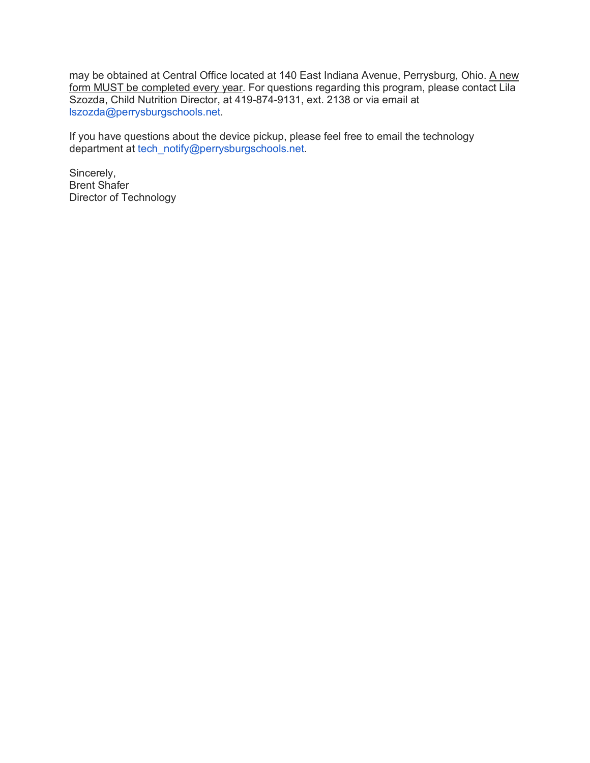may be obtained at Central Office located at 140 East Indiana Avenue, Perrysburg, Ohio. A new form MUST be completed every year. For questions regarding this program, please contact Lila Szozda, Child Nutrition Director, at 419-874-9131, ext. 2138 or via email at lszozda@perrysburgschools.net.

If you have questions about the device pickup, please feel free to email the technology department at tech_notify@perrysburgschools.net.

Sincerely,
Brent Shafer
Director of Technology